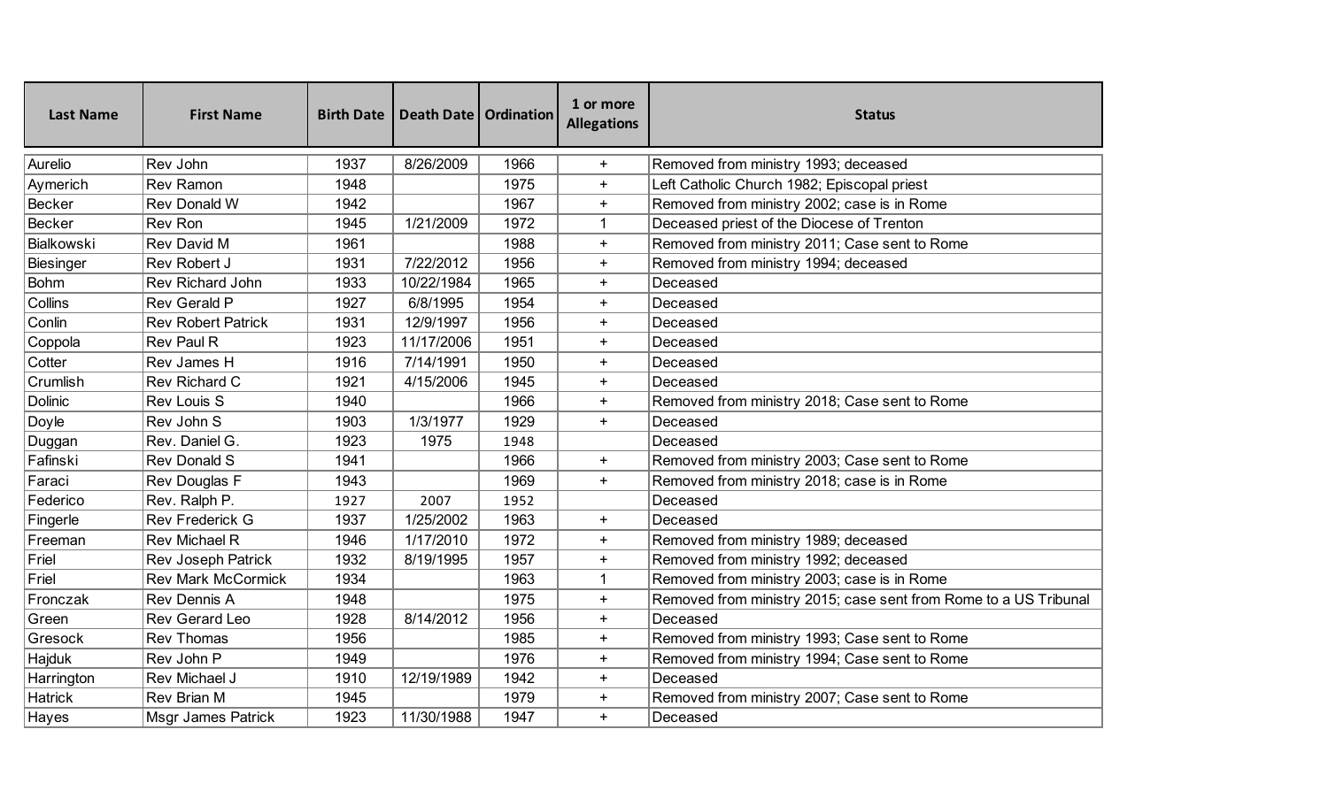| Last Name | First Name | Birth Date | Death Date | Ordination | 1 or more Allegations | Status |
|---|---|---|---|---|---|---|
| Aurelio | Rev John | 1937 | 8/26/2009 | 1966 | + | Removed from ministry 1993; deceased |
| Aymerich | Rev Ramon | 1948 | | 1975 | + | Left Catholic Church 1982; Episcopal priest |
| Becker | Rev Donald W | 1942 | | 1967 | + | Removed from ministry 2002; case is in Rome |
| Becker | Rev Ron | 1945 | 1/21/2009 | 1972 | 1 | Deceased priest of the Diocese of Trenton |
| Bialkowski | Rev David M | 1961 | | 1988 | + | Removed from ministry 2011; Case sent to Rome |
| Biesinger | Rev Robert J | 1931 | 7/22/2012 | 1956 | + | Removed from ministry 1994; deceased |
| Bohm | Rev Richard John | 1933 | 10/22/1984 | 1965 | + | Deceased |
| Collins | Rev Gerald P | 1927 | 6/8/1995 | 1954 | + | Deceased |
| Conlin | Rev Robert Patrick | 1931 | 12/9/1997 | 1956 | + | Deceased |
| Coppola | Rev Paul R | 1923 | 11/17/2006 | 1951 | + | Deceased |
| Cotter | Rev James H | 1916 | 7/14/1991 | 1950 | + | Deceased |
| Crumlish | Rev Richard C | 1921 | 4/15/2006 | 1945 | + | Deceased |
| Dolinic | Rev Louis S | 1940 | | 1966 | + | Removed from ministry 2018; Case sent to Rome |
| Doyle | Rev John S | 1903 | 1/3/1977 | 1929 | + | Deceased |
| Duggan | Rev. Daniel G. | 1923 | 1975 | 1948 | | Deceased |
| Fafinski | Rev Donald S | 1941 | | 1966 | + | Removed from ministry 2003; Case sent to Rome |
| Faraci | Rev Douglas F | 1943 | | 1969 | + | Removed from ministry 2018; case is in Rome |
| Federico | Rev. Ralph P. | 1927 | 2007 | 1952 | | Deceased |
| Fingerle | Rev Frederick G | 1937 | 1/25/2002 | 1963 | + | Deceased |
| Freeman | Rev Michael R | 1946 | 1/17/2010 | 1972 | + | Removed from ministry 1989; deceased |
| Friel | Rev Joseph Patrick | 1932 | 8/19/1995 | 1957 | + | Removed from ministry 1992; deceased |
| Friel | Rev Mark McCormick | 1934 | | 1963 | 1 | Removed from ministry 2003; case is in Rome |
| Fronczak | Rev Dennis A | 1948 | | 1975 | + | Removed from ministry 2015; case sent from Rome to a US Tribunal |
| Green | Rev Gerard Leo | 1928 | 8/14/2012 | 1956 | + | Deceased |
| Gresock | Rev Thomas | 1956 | | 1985 | + | Removed from ministry 1993; Case sent to Rome |
| Hajduk | Rev John P | 1949 | | 1976 | + | Removed from ministry 1994; Case sent to Rome |
| Harrington | Rev Michael J | 1910 | 12/19/1989 | 1942 | + | Deceased |
| Hatrick | Rev Brian M | 1945 | | 1979 | + | Removed from ministry 2007; Case sent to Rome |
| Hayes | Msgr James Patrick | 1923 | 11/30/1988 | 1947 | + | Deceased |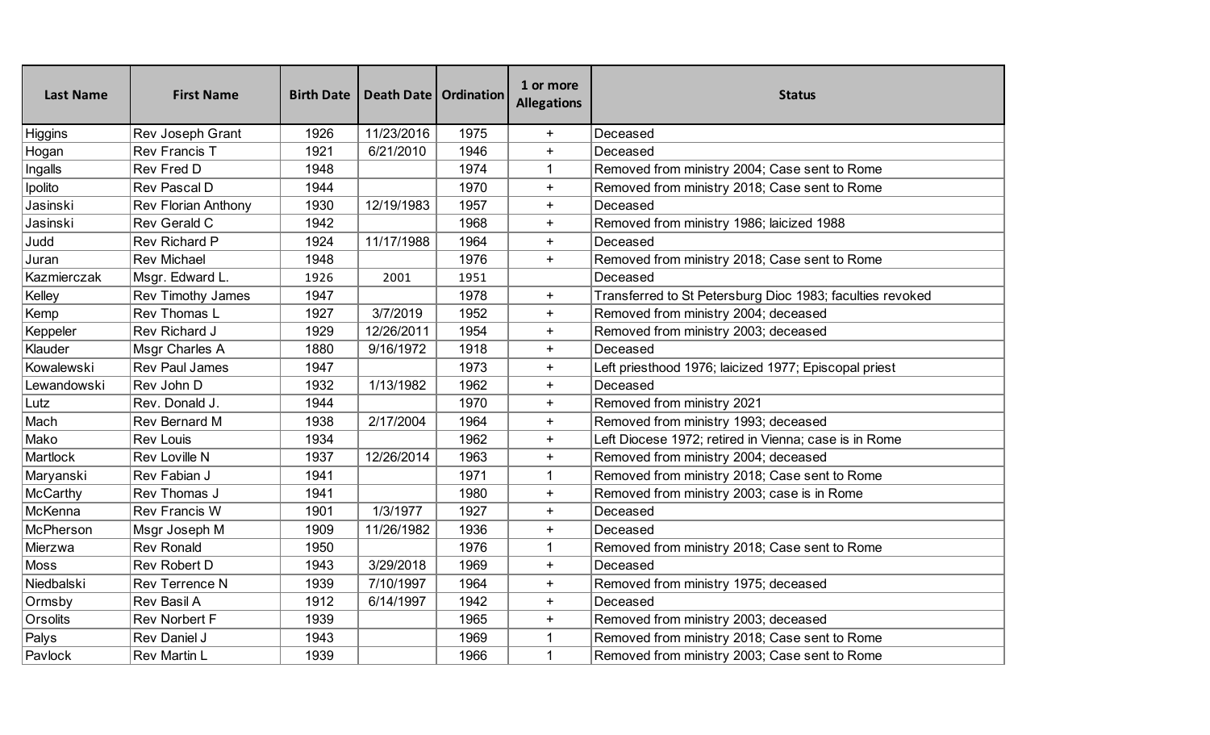| Last Name | First Name | Birth Date | Death Date | Ordination | 1 or more Allegations | Status |
|---|---|---|---|---|---|---|
| Higgins | Rev Joseph Grant | 1926 | 11/23/2016 | 1975 | + | Deceased |
| Hogan | Rev Francis T | 1921 | 6/21/2010 | 1946 | + | Deceased |
| Ingalls | Rev Fred D | 1948 | | 1974 | 1 | Removed from ministry 2004; Case sent to Rome |
| Ipolito | Rev Pascal D | 1944 | | 1970 | + | Removed from ministry 2018; Case sent to Rome |
| Jasinski | Rev Florian Anthony | 1930 | 12/19/1983 | 1957 | + | Deceased |
| Jasinski | Rev Gerald C | 1942 | | 1968 | + | Removed from ministry 1986; laicized 1988 |
| Judd | Rev Richard P | 1924 | 11/17/1988 | 1964 | + | Deceased |
| Juran | Rev Michael | 1948 | | 1976 | + | Removed from ministry 2018; Case sent to Rome |
| Kazmierczak | Msgr. Edward L. | 1926 | 2001 | 1951 | | Deceased |
| Kelley | Rev Timothy James | 1947 | | 1978 | + | Transferred to St Petersburg Dioc 1983; faculties revoked |
| Kemp | Rev Thomas L | 1927 | 3/7/2019 | 1952 | + | Removed from ministry 2004; deceased |
| Keppeler | Rev Richard J | 1929 | 12/26/2011 | 1954 | + | Removed from ministry 2003; deceased |
| Klauder | Msgr Charles A | 1880 | 9/16/1972 | 1918 | + | Deceased |
| Kowalewski | Rev Paul James | 1947 | | 1973 | + | Left priesthood 1976; laicized 1977; Episcopal priest |
| Lewandowski | Rev John D | 1932 | 1/13/1982 | 1962 | + | Deceased |
| Lutz | Rev. Donald J. | 1944 | | 1970 | + | Removed from ministry 2021 |
| Mach | Rev Bernard M | 1938 | 2/17/2004 | 1964 | + | Removed from ministry 1993; deceased |
| Mako | Rev Louis | 1934 | | 1962 | + | Left Diocese 1972; retired in Vienna; case is in Rome |
| Martlock | Rev Loville N | 1937 | 12/26/2014 | 1963 | + | Removed from ministry 2004; deceased |
| Maryanski | Rev Fabian J | 1941 | | 1971 | 1 | Removed from ministry 2018; Case sent to Rome |
| McCarthy | Rev Thomas J | 1941 | | 1980 | + | Removed from ministry 2003; case is in Rome |
| McKenna | Rev Francis W | 1901 | 1/3/1977 | 1927 | + | Deceased |
| McPherson | Msgr Joseph M | 1909 | 11/26/1982 | 1936 | + | Deceased |
| Mierzwa | Rev Ronald | 1950 | | 1976 | 1 | Removed from ministry 2018; Case sent to Rome |
| Moss | Rev Robert D | 1943 | 3/29/2018 | 1969 | + | Deceased |
| Niedbalski | Rev Terrence N | 1939 | 7/10/1997 | 1964 | + | Removed from ministry 1975; deceased |
| Ormsby | Rev Basil A | 1912 | 6/14/1997 | 1942 | + | Deceased |
| Orsolits | Rev Norbert F | 1939 | | 1965 | + | Removed from ministry 2003; deceased |
| Palys | Rev Daniel J | 1943 | | 1969 | 1 | Removed from ministry 2018; Case sent to Rome |
| Pavlock | Rev Martin L | 1939 | | 1966 | 1 | Removed from ministry 2003; Case sent to Rome |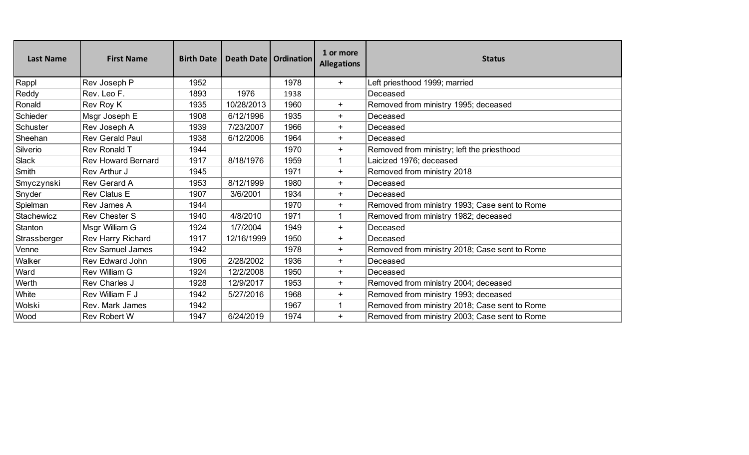| Last Name | First Name | Birth Date | Death Date | Ordination | 1 or more Allegations | Status |
|---|---|---|---|---|---|---|
| Rappl | Rev Joseph P | 1952 | | 1978 | + | Left priesthood 1999; married |
| Reddy | Rev. Leo F. | 1893 | 1976 | 1938 | | Deceased |
| Ronald | Rev Roy K | 1935 | 10/28/2013 | 1960 | + | Removed from ministry 1995; deceased |
| Schieder | Msgr Joseph E | 1908 | 6/12/1996 | 1935 | + | Deceased |
| Schuster | Rev Joseph A | 1939 | 7/23/2007 | 1966 | + | Deceased |
| Sheehan | Rev Gerald Paul | 1938 | 6/12/2006 | 1964 | + | Deceased |
| Silverio | Rev Ronald T | 1944 | | 1970 | + | Removed from ministry; left the priesthood |
| Slack | Rev Howard Bernard | 1917 | 8/18/1976 | 1959 | 1 | Laicized 1976; deceased |
| Smith | Rev Arthur J | 1945 | | 1971 | + | Removed from ministry 2018 |
| Smyczynski | Rev Gerard A | 1953 | 8/12/1999 | 1980 | + | Deceased |
| Snyder | Rev Clatus E | 1907 | 3/6/2001 | 1934 | + | Deceased |
| Spielman | Rev James A | 1944 | | 1970 | + | Removed from ministry 1993; Case sent to Rome |
| Stachewicz | Rev Chester S | 1940 | 4/8/2010 | 1971 | 1 | Removed from ministry 1982; deceased |
| Stanton | Msgr William G | 1924 | 1/7/2004 | 1949 | + | Deceased |
| Strassberger | Rev Harry Richard | 1917 | 12/16/1999 | 1950 | + | Deceased |
| Venne | Rev Samuel James | 1942 | | 1978 | + | Removed from ministry 2018; Case sent to Rome |
| Walker | Rev Edward John | 1906 | 2/28/2002 | 1936 | + | Deceased |
| Ward | Rev William G | 1924 | 12/2/2008 | 1950 | + | Deceased |
| Werth | Rev Charles J | 1928 | 12/9/2017 | 1953 | + | Removed from ministry 2004; deceased |
| White | Rev William F J | 1942 | 5/27/2016 | 1968 | + | Removed from ministry 1993; deceased |
| Wolski | Rev. Mark James | 1942 | | 1967 | 1 | Removed from ministry 2018; Case sent to Rome |
| Wood | Rev Robert W | 1947 | 6/24/2019 | 1974 | + | Removed from ministry 2003; Case sent to Rome |